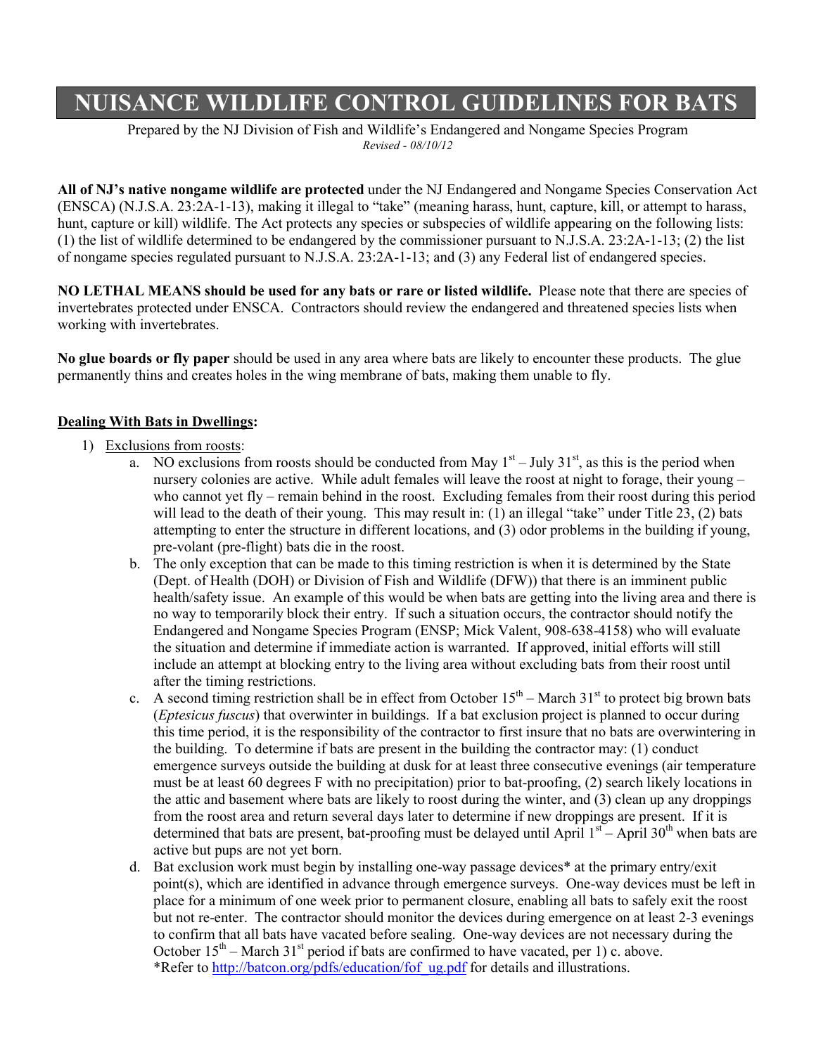# NUISANCE WILDLIFE CONTROL GUIDELINES FOR BATS

Prepared by the NJ Division of Fish and Wildlife's Endangered and Nongame Species Program
*Revised - 08/10/12*

**All of NJ's native nongame wildlife are protected** under the NJ Endangered and Nongame Species Conservation Act (ENSCA) (N.J.S.A. 23:2A-1-13), making it illegal to "take" (meaning harass, hunt, capture, kill, or attempt to harass, hunt, capture or kill) wildlife. The Act protects any species or subspecies of wildlife appearing on the following lists: (1) the list of wildlife determined to be endangered by the commissioner pursuant to N.J.S.A. 23:2A-1-13; (2) the list of nongame species regulated pursuant to N.J.S.A. 23:2A-1-13; and (3) any Federal list of endangered species.

**NO LETHAL MEANS should be used for any bats or rare or listed wildlife.** Please note that there are species of invertebrates protected under ENSCA. Contractors should review the endangered and threatened species lists when working with invertebrates.

**No glue boards or fly paper** should be used in any area where bats are likely to encounter these products. The glue permanently thins and creates holes in the wing membrane of bats, making them unable to fly.

**Dealing With Bats in Dwellings:**

1) Exclusions from roosts:
    a. NO exclusions from roosts should be conducted from May 1st – July 31st, as this is the period when nursery colonies are active. While adult females will leave the roost at night to forage, their young – who cannot yet fly – remain behind in the roost. Excluding females from their roost during this period will lead to the death of their young. This may result in: (1) an illegal "take" under Title 23, (2) bats attempting to enter the structure in different locations, and (3) odor problems in the building if young, pre-volant (pre-flight) bats die in the roost.
    b. The only exception that can be made to this timing restriction is when it is determined by the State (Dept. of Health (DOH) or Division of Fish and Wildlife (DFW)) that there is an imminent public health/safety issue. An example of this would be when bats are getting into the living area and there is no way to temporarily block their entry. If such a situation occurs, the contractor should notify the Endangered and Nongame Species Program (ENSP; Mick Valent, 908-638-4158) who will evaluate the situation and determine if immediate action is warranted. If approved, initial efforts will still include an attempt at blocking entry to the living area without excluding bats from their roost until after the timing restrictions.
    c. A second timing restriction shall be in effect from October 15th – March 31st to protect big brown bats (*Eptesicus fuscus*) that overwinter in buildings. If a bat exclusion project is planned to occur during this time period, it is the responsibility of the contractor to first insure that no bats are overwintering in the building. To determine if bats are present in the building the contractor may: (1) conduct emergence surveys outside the building at dusk for at least three consecutive evenings (air temperature must be at least 60 degrees F with no precipitation) prior to bat-proofing, (2) search likely locations in the attic and basement where bats are likely to roost during the winter, and (3) clean up any droppings from the roost area and return several days later to determine if new droppings are present. If it is determined that bats are present, bat-proofing must be delayed until April 1st – April 30th when bats are active but pups are not yet born.
    d. Bat exclusion work must begin by installing one-way passage devices* at the primary entry/exit point(s), which are identified in advance through emergence surveys. One-way devices must be left in place for a minimum of one week prior to permanent closure, enabling all bats to safely exit the roost but not re-enter. The contractor should monitor the devices during emergence on at least 2-3 evenings to confirm that all bats have vacated before sealing. One-way devices are not necessary during the October 15th – March 31st period if bats are confirmed to have vacated, per 1) c. above.
    *Refer to http://batcon.org/pdfs/education/fof_ug.pdf for details and illustrations.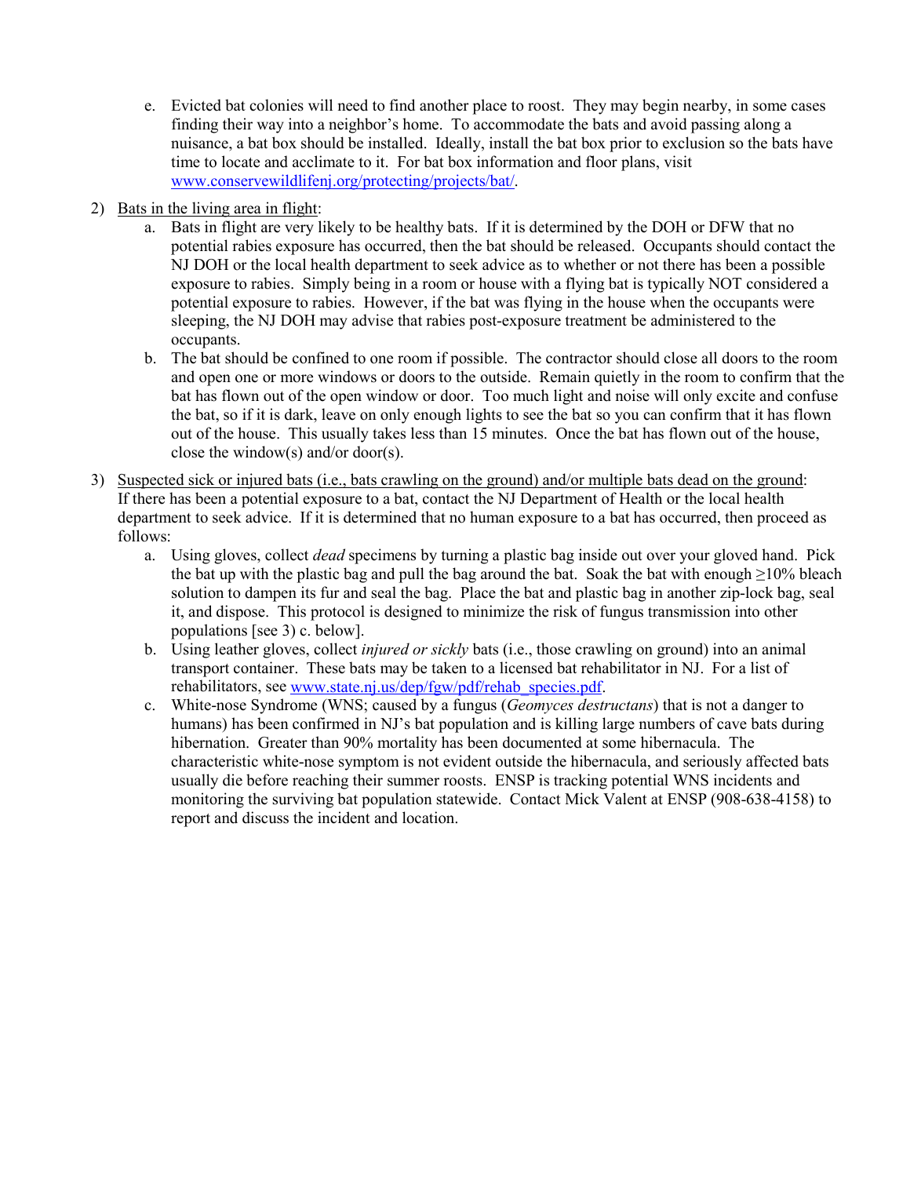e. Evicted bat colonies will need to find another place to roost. They may begin nearby, in some cases finding their way into a neighbor's home. To accommodate the bats and avoid passing along a nuisance, a bat box should be installed. Ideally, install the bat box prior to exclusion so the bats have time to locate and acclimate to it. For bat box information and floor plans, visit [www.conservewildlifenj.org/protecting/projects/bat/](www.conservewildlifenj.org/protecting/projects/bat/).

2) Bats in the living area in flight:

   a. Bats in flight are very likely to be healthy bats. If it is determined by the DOH or DFW that no potential rabies exposure has occurred, then the bat should be released. Occupants should contact the NJ DOH or the local health department to seek advice as to whether or not there has been a possible exposure to rabies. Simply being in a room or house with a flying bat is typically NOT considered a potential exposure to rabies. However, if the bat was flying in the house when the occupants were sleeping, the NJ DOH may advise that rabies post-exposure treatment be administered to the occupants.

   b. The bat should be confined to one room if possible. The contractor should close all doors to the room and open one or more windows or doors to the outside. Remain quietly in the room to confirm that the bat has flown out of the open window or door. Too much light and noise will only excite and confuse the bat, so if it is dark, leave on only enough lights to see the bat so you can confirm that it has flown out of the house. This usually takes less than 15 minutes. Once the bat has flown out of the house, close the window(s) and/or door(s).

3) Suspected sick or injured bats (i.e., bats crawling on the ground) and/or multiple bats dead on the ground: If there has been a potential exposure to a bat, contact the NJ Department of Health or the local health department to seek advice. If it is determined that no human exposure to a bat has occurred, then proceed as follows:

   a. Using gloves, collect *dead* specimens by turning a plastic bag inside out over your gloved hand. Pick the bat up with the plastic bag and pull the bag around the bat. Soak the bat with enough ≥10% bleach solution to dampen its fur and seal the bag. Place the bat and plastic bag in another zip-lock bag, seal it, and dispose. This protocol is designed to minimize the risk of fungus transmission into other populations [see 3) c. below].

   b. Using leather gloves, collect *injured or sickly* bats (i.e., those crawling on ground) into an animal transport container. These bats may be taken to a licensed bat rehabilitator in NJ. For a list of rehabilitators, see [www.state.nj.us/dep/fgw/pdf/rehab_species.pdf](www.state.nj.us/dep/fgw/pdf/rehab_species.pdf).

   c. White-nose Syndrome (WNS; caused by a fungus (*Geomyces destructans*) that is not a danger to humans) has been confirmed in NJ's bat population and is killing large numbers of cave bats during hibernation. Greater than 90% mortality has been documented at some hibernacula. The characteristic white-nose symptom is not evident outside the hibernacula, and seriously affected bats usually die before reaching their summer roosts. ENSP is tracking potential WNS incidents and monitoring the surviving bat population statewide. Contact Mick Valent at ENSP (908-638-4158) to report and discuss the incident and location.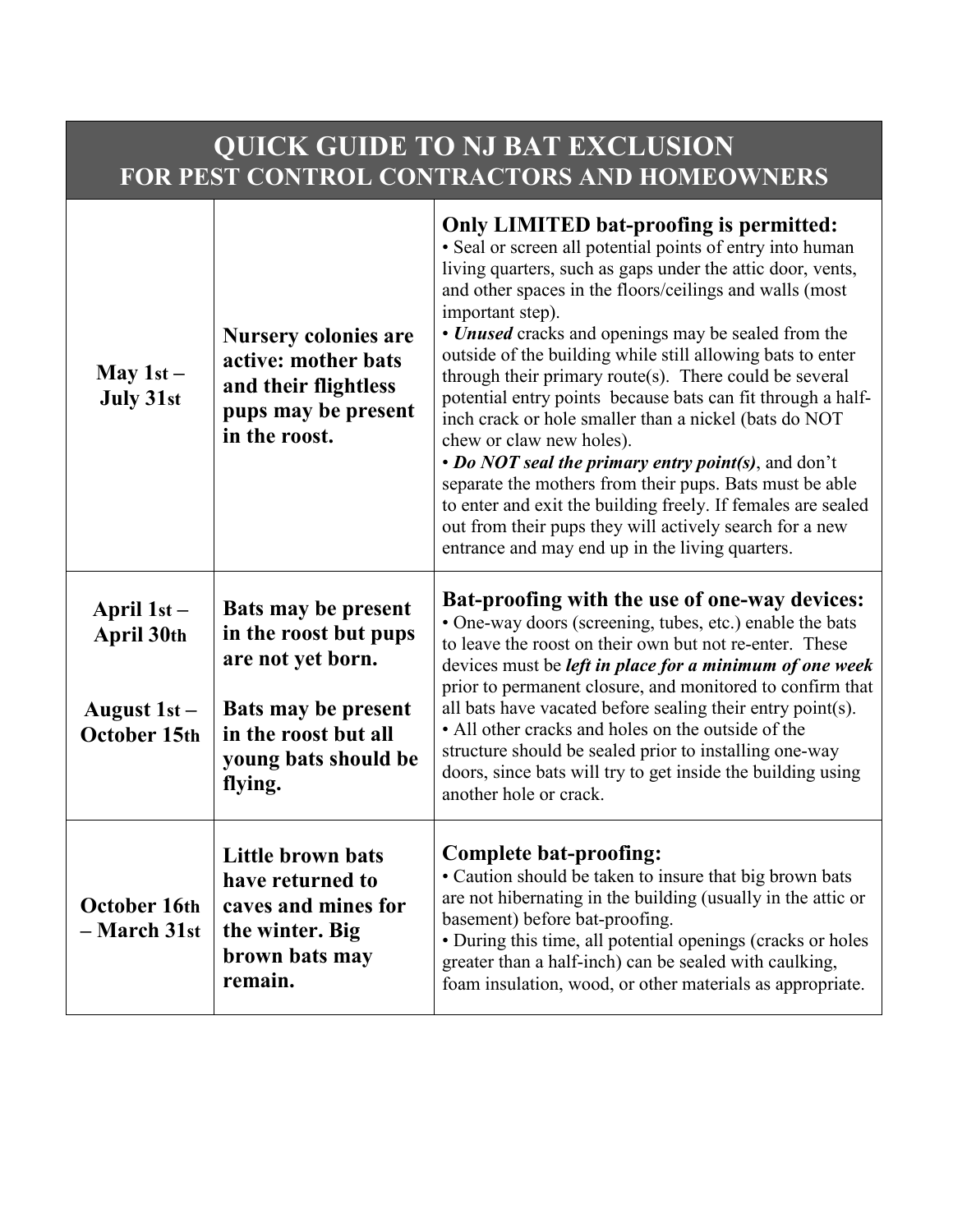# QUICK GUIDE TO NJ BAT EXCLUSION
## FOR PEST CONTROL CONTRACTORS AND HOMEOWNERS

| | | |
|---|---|---|
| **May 1st – July 31st** | **Nursery colonies are active: mother bats and their flightless pups may be present in the roost.** | **Only LIMITED bat-proofing is permitted:**<br>• Seal or screen all potential points of entry into human living quarters, such as gaps under the attic door, vents, and other spaces in the floors/ceilings and walls (most important step).<br>• ***Unused*** cracks and openings may be sealed from the outside of the building while still allowing bats to enter through their primary route(s). There could be several potential entry points because bats can fit through a half-inch crack or hole smaller than a nickel (bats do NOT chew or claw new holes).<br>• ***Do NOT seal the primary entry point(s)***, and don't separate the mothers from their pups. Bats must be able to enter and exit the building freely. If females are sealed out from their pups they will actively search for a new entrance and may end up in the living quarters. |
| **April 1st – April 30th**<br><br>**August 1st – October 15th** | **Bats may be present in the roost but pups are not yet born.**<br><br>**Bats may be present in the roost but all young bats should be flying.** | **Bat-proofing with the use of one-way devices:**<br>• One-way doors (screening, tubes, etc.) enable the bats to leave the roost on their own but not re-enter. These devices must be ***left in place for a minimum of one week*** prior to permanent closure, and monitored to confirm that all bats have vacated before sealing their entry point(s).<br>• All other cracks and holes on the outside of the structure should be sealed prior to installing one-way doors, since bats will try to get inside the building using another hole or crack. |
| **October 16th – March 31st** | **Little brown bats have returned to caves and mines for the winter. Big brown bats may remain.** | **Complete bat-proofing:**<br>• Caution should be taken to insure that big brown bats are not hibernating in the building (usually in the attic or basement) before bat-proofing.<br>• During this time, all potential openings (cracks or holes greater than a half-inch) can be sealed with caulking, foam insulation, wood, or other materials as appropriate. |